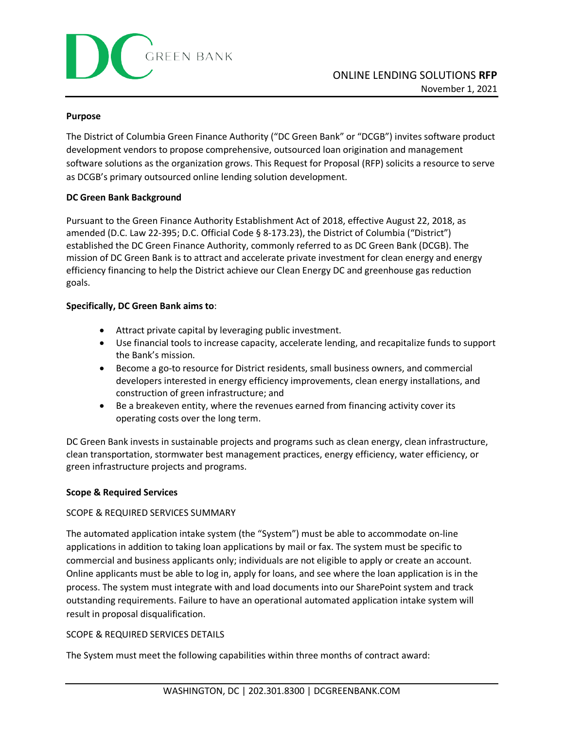DC GREEN BANK

# ONLINE LENDING SOLUTIONS **RFP**

November 1, 2021

**Purpose**

The District of Columbia Green Finance Authority ("DC Green Bank" or "DCGB") invites software product development vendors to propose comprehensive, outsourced loan origination and management software solutions as the organization grows. This Request for Proposal (RFP) solicits a resource to serve as DCGB's primary outsourced online lending solution development.

**DC Green Bank Background**

Pursuant to the Green Finance Authority Establishment Act of 2018, effective August 22, 2018, as amended (D.C. Law 22-395; D.C. Official Code § 8-173.23), the District of Columbia ("District") established the DC Green Finance Authority, commonly referred to as DC Green Bank (DCGB). The mission of DC Green Bank is to attract and accelerate private investment for clean energy and energy efficiency financing to help the District achieve our Clean Energy DC and greenhouse gas reduction goals.

**Specifically, DC Green Bank aims to**:

- Attract private capital by leveraging public investment.
- Use financial tools to increase capacity, accelerate lending, and recapitalize funds to support the Bank's mission.
- Become a go-to resource for District residents, small business owners, and commercial developers interested in energy efficiency improvements, clean energy installations, and construction of green infrastructure; and
- Be a breakeven entity, where the revenues earned from financing activity cover its operating costs over the long term.

DC Green Bank invests in sustainable projects and programs such as clean energy, clean infrastructure, clean transportation, stormwater best management practices, energy efficiency, water efficiency, or green infrastructure projects and programs.

**Scope & Required Services**

SCOPE & REQUIRED SERVICES SUMMARY

The automated application intake system (the "System") must be able to accommodate on-line applications in addition to taking loan applications by mail or fax. The system must be specific to commercial and business applicants only; individuals are not eligible to apply or create an account. Online applicants must be able to log in, apply for loans, and see where the loan application is in the process. The system must integrate with and load documents into our SharePoint system and track outstanding requirements. Failure to have an operational automated application intake system will result in proposal disqualification.

SCOPE & REQUIRED SERVICES DETAILS

The System must meet the following capabilities within three months of contract award: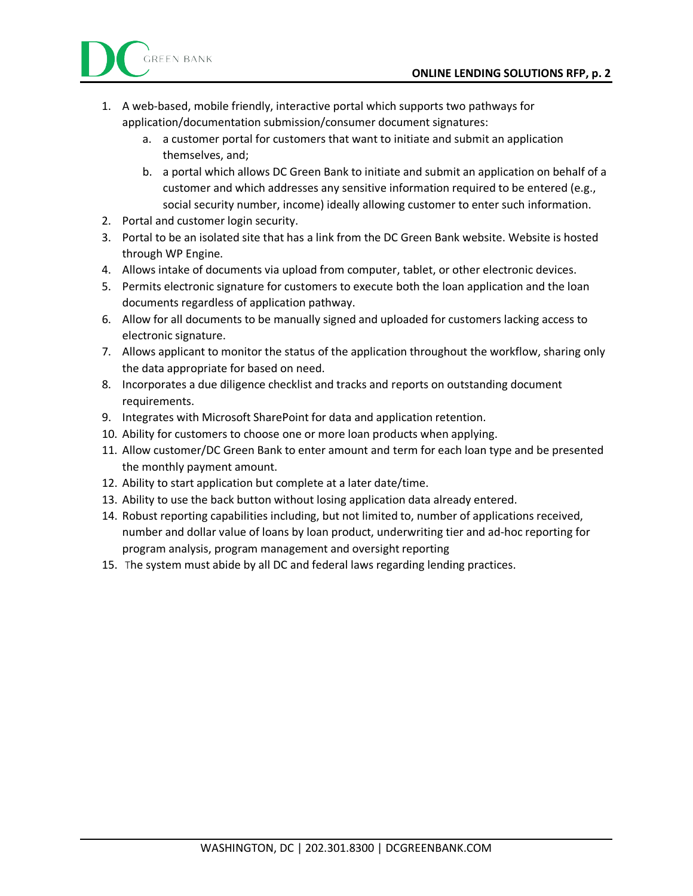1. A web-based, mobile friendly, interactive portal which supports two pathways for application/documentation submission/consumer document signatures:
    a. a customer portal for customers that want to initiate and submit an application themselves, and;
    b. a portal which allows DC Green Bank to initiate and submit an application on behalf of a customer and which addresses any sensitive information required to be entered (e.g., social security number, income) ideally allowing customer to enter such information.
2. Portal and customer login security.
3. Portal to be an isolated site that has a link from the DC Green Bank website. Website is hosted through WP Engine.
4. Allows intake of documents via upload from computer, tablet, or other electronic devices.
5. Permits electronic signature for customers to execute both the loan application and the loan documents regardless of application pathway.
6. Allow for all documents to be manually signed and uploaded for customers lacking access to electronic signature.
7. Allows applicant to monitor the status of the application throughout the workflow, sharing only the data appropriate for based on need.
8. Incorporates a due diligence checklist and tracks and reports on outstanding document requirements.
9. Integrates with Microsoft SharePoint for data and application retention.
10. Ability for customers to choose one or more loan products when applying.
11. Allow customer/DC Green Bank to enter amount and term for each loan type and be presented the monthly payment amount.
12. Ability to start application but complete at a later date/time.
13. Ability to use the back button without losing application data already entered.
14. Robust reporting capabilities including, but not limited to, number of applications received, number and dollar value of loans by loan product, underwriting tier and ad-hoc reporting for program analysis, program management and oversight reporting
15. The system must abide by all DC and federal laws regarding lending practices.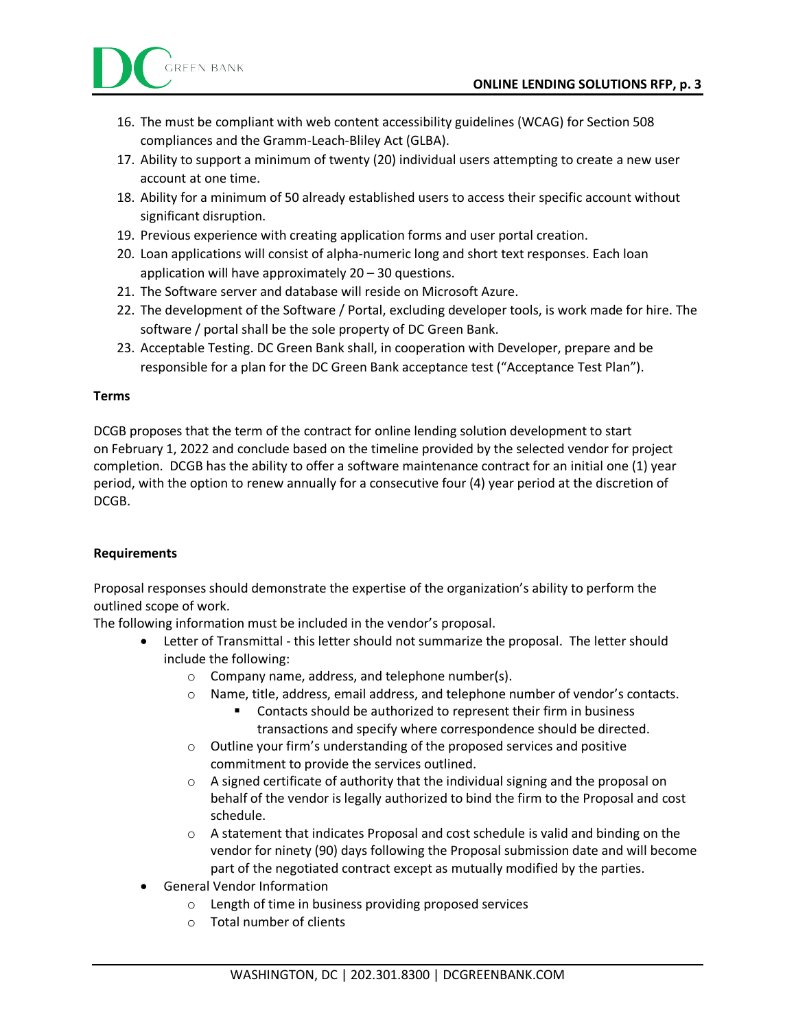16. The must be compliant with web content accessibility guidelines (WCAG) for Section 508 compliances and the Gramm-Leach-Bliley Act (GLBA).
17. Ability to support a minimum of twenty (20) individual users attempting to create a new user account at one time.
18. Ability for a minimum of 50 already established users to access their specific account without significant disruption.
19. Previous experience with creating application forms and user portal creation.
20. Loan applications will consist of alpha-numeric long and short text responses. Each loan application will have approximately 20 – 30 questions.
21. The Software server and database will reside on Microsoft Azure.
22. The development of the Software / Portal, excluding developer tools, is work made for hire. The software / portal shall be the sole property of DC Green Bank.
23. Acceptable Testing. DC Green Bank shall, in cooperation with Developer, prepare and be responsible for a plan for the DC Green Bank acceptance test ("Acceptance Test Plan").

**Terms**

DCGB proposes that the term of the contract for online lending solution development to start on February 1, 2022 and conclude based on the timeline provided by the selected vendor for project completion. DCGB has the ability to offer a software maintenance contract for an initial one (1) year period, with the option to renew annually for a consecutive four (4) year period at the discretion of DCGB.

**Requirements**

Proposal responses should demonstrate the expertise of the organization's ability to perform the outlined scope of work.

The following information must be included in the vendor's proposal.

- Letter of Transmittal - this letter should not summarize the proposal. The letter should include the following:
  - Company name, address, and telephone number(s).
  - Name, title, address, email address, and telephone number of vendor's contacts.
    - Contacts should be authorized to represent their firm in business transactions and specify where correspondence should be directed.
  - Outline your firm's understanding of the proposed services and positive commitment to provide the services outlined.
  - A signed certificate of authority that the individual signing and the proposal on behalf of the vendor is legally authorized to bind the firm to the Proposal and cost schedule.
  - A statement that indicates Proposal and cost schedule is valid and binding on the vendor for ninety (90) days following the Proposal submission date and will become part of the negotiated contract except as mutually modified by the parties.
- General Vendor Information
  - Length of time in business providing proposed services
  - Total number of clients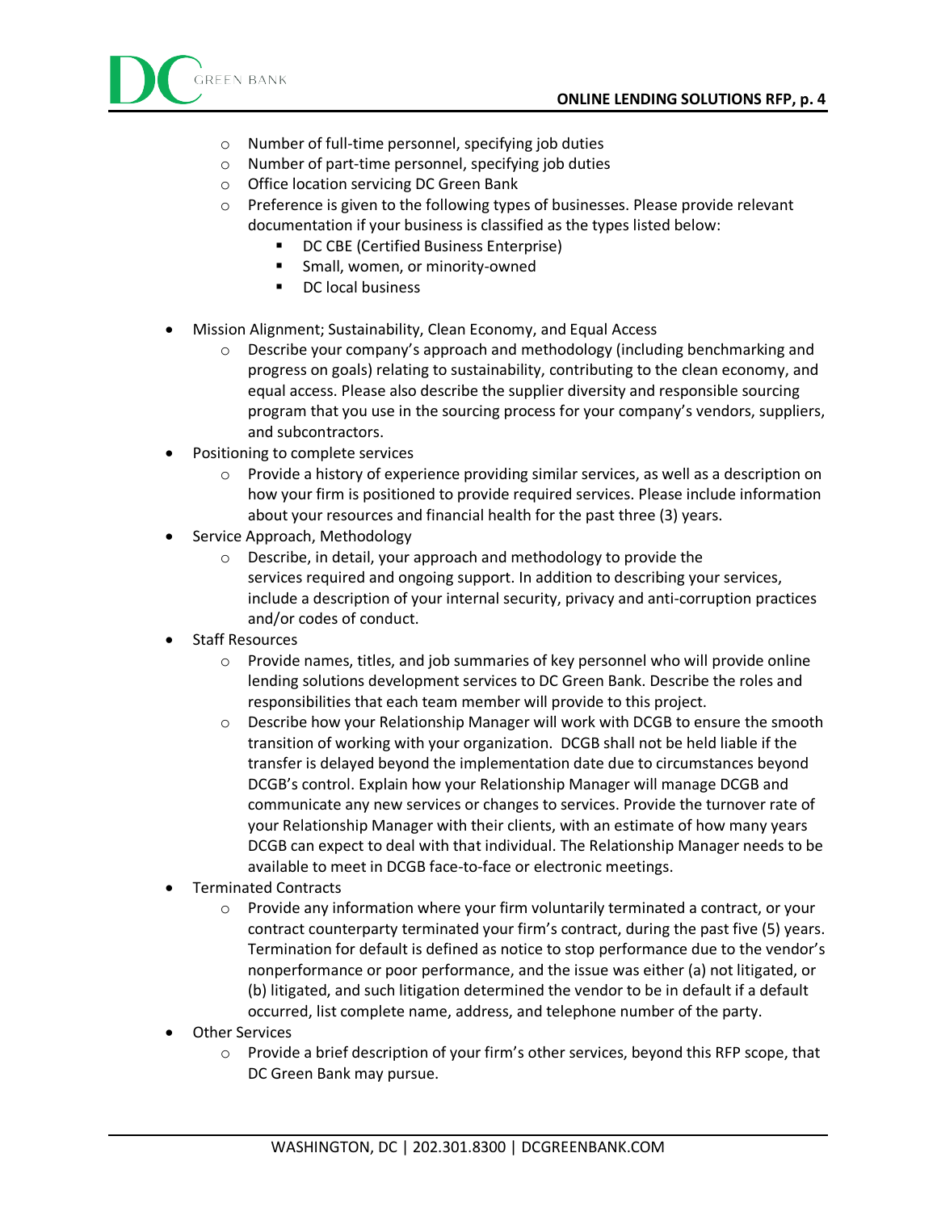- Number of full-time personnel, specifying job duties
  - Number of part-time personnel, specifying job duties
  - Office location servicing DC Green Bank
  - Preference is given to the following types of businesses. Please provide relevant documentation if your business is classified as the types listed below:
    - DC CBE (Certified Business Enterprise)
    - Small, women, or minority-owned
    - DC local business

- Mission Alignment; Sustainability, Clean Economy, and Equal Access
  - Describe your company's approach and methodology (including benchmarking and progress on goals) relating to sustainability, contributing to the clean economy, and equal access. Please also describe the supplier diversity and responsible sourcing program that you use in the sourcing process for your company's vendors, suppliers, and subcontractors.
- Positioning to complete services
  - Provide a history of experience providing similar services, as well as a description on how your firm is positioned to provide required services. Please include information about your resources and financial health for the past three (3) years.
- Service Approach, Methodology
  - Describe, in detail, your approach and methodology to provide the services required and ongoing support. In addition to describing your services, include a description of your internal security, privacy and anti-corruption practices and/or codes of conduct.
- Staff Resources
  - Provide names, titles, and job summaries of key personnel who will provide online lending solutions development services to DC Green Bank. Describe the roles and responsibilities that each team member will provide to this project.
  - Describe how your Relationship Manager will work with DCGB to ensure the smooth transition of working with your organization. DCGB shall not be held liable if the transfer is delayed beyond the implementation date due to circumstances beyond DCGB's control. Explain how your Relationship Manager will manage DCGB and communicate any new services or changes to services. Provide the turnover rate of your Relationship Manager with their clients, with an estimate of how many years DCGB can expect to deal with that individual. The Relationship Manager needs to be available to meet in DCGB face-to-face or electronic meetings.
- Terminated Contracts
  - Provide any information where your firm voluntarily terminated a contract, or your contract counterparty terminated your firm's contract, during the past five (5) years. Termination for default is defined as notice to stop performance due to the vendor's nonperformance or poor performance, and the issue was either (a) not litigated, or (b) litigated, and such litigation determined the vendor to be in default if a default occurred, list complete name, address, and telephone number of the party.
- Other Services
  - Provide a brief description of your firm's other services, beyond this RFP scope, that DC Green Bank may pursue.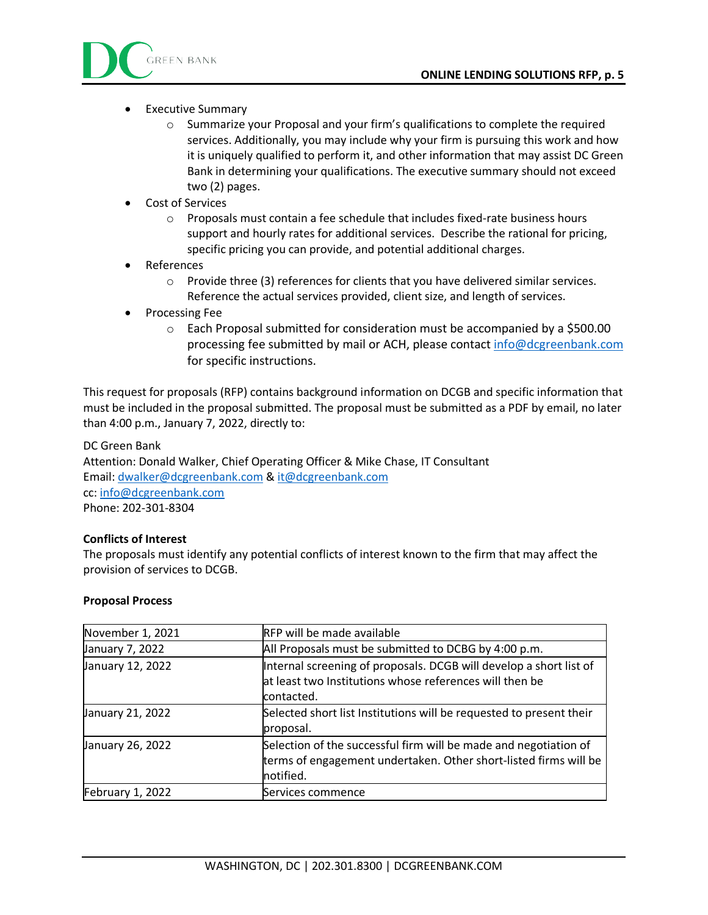- Executive Summary
    - Summarize your Proposal and your firm's qualifications to complete the required services. Additionally, you may include why your firm is pursuing this work and how it is uniquely qualified to perform it, and other information that may assist DC Green Bank in determining your qualifications. The executive summary should not exceed two (2) pages.
- Cost of Services
    - Proposals must contain a fee schedule that includes fixed-rate business hours support and hourly rates for additional services. Describe the rational for pricing, specific pricing you can provide, and potential additional charges.
- References
    - Provide three (3) references for clients that you have delivered similar services. Reference the actual services provided, client size, and length of services.
- Processing Fee
    - Each Proposal submitted for consideration must be accompanied by a $500.00 processing fee submitted by mail or ACH, please contact info@dcgreenbank.com for specific instructions.

This request for proposals (RFP) contains background information on DCGB and specific information that must be included in the proposal submitted. The proposal must be submitted as a PDF by email, no later than 4:00 p.m., January 7, 2022, directly to:

DC Green Bank
Attention: Donald Walker, Chief Operating Officer & Mike Chase, IT Consultant
Email: dwalker@dcgreenbank.com & it@dcgreenbank.com
cc: info@dcgreenbank.com
Phone: 202-301-8304

**Conflicts of Interest**

The proposals must identify any potential conflicts of interest known to the firm that may affect the provision of services to DCGB.

**Proposal Process**

| | |
|---|---|
| November 1, 2021 | RFP will be made available |
| January 7, 2022 | All Proposals must be submitted to DCBG by 4:00 p.m. |
| January 12, 2022 | Internal screening of proposals. DCGB will develop a short list of at least two Institutions whose references will then be contacted. |
| January 21, 2022 | Selected short list Institutions will be requested to present their proposal. |
| January 26, 2022 | Selection of the successful firm will be made and negotiation of terms of engagement undertaken. Other short-listed firms will be notified. |
| February 1, 2022 | Services commence |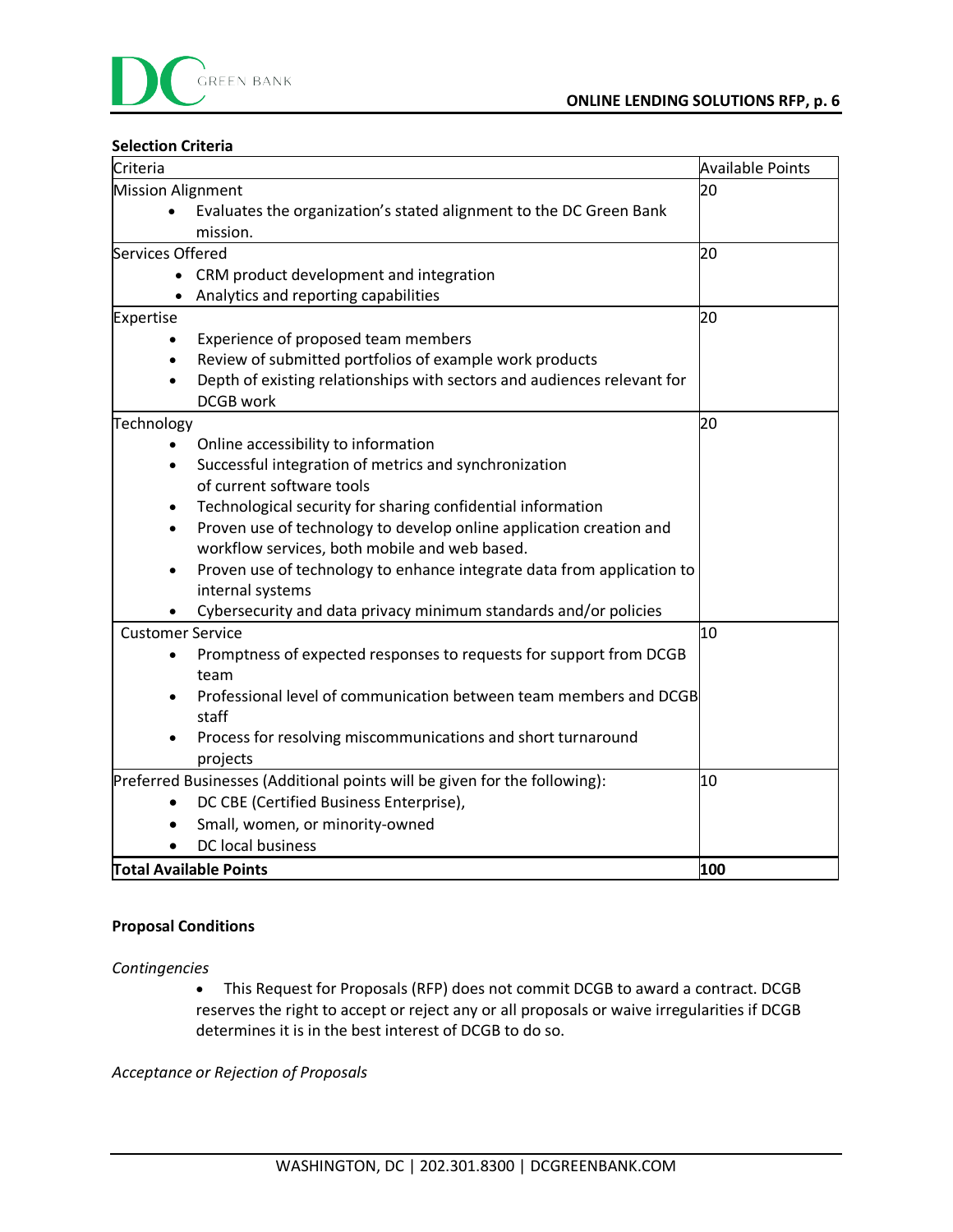**Selection Criteria**

| Criteria | Available Points |
|---|---|
| Mission Alignment<br>• Evaluates the organization's stated alignment to the DC Green Bank mission. | 20 |
| Services Offered<br>• CRM product development and integration<br>• Analytics and reporting capabilities | 20 |
| Expertise<br>• Experience of proposed team members<br>• Review of submitted portfolios of example work products<br>• Depth of existing relationships with sectors and audiences relevant for DCGB work | 20 |
| Technology<br>• Online accessibility to information<br>• Successful integration of metrics and synchronization of current software tools<br>• Technological security for sharing confidential information<br>• Proven use of technology to develop online application creation and workflow services, both mobile and web based.<br>• Proven use of technology to enhance integrate data from application to internal systems<br>• Cybersecurity and data privacy minimum standards and/or policies | 20 |
| Customer Service<br>• Promptness of expected responses to requests for support from DCGB team<br>• Professional level of communication between team members and DCGB staff<br>• Process for resolving miscommunications and short turnaround projects | 10 |
| Preferred Businesses (Additional points will be given for the following):<br>• DC CBE (Certified Business Enterprise),<br>• Small, women, or minority-owned<br>• DC local business | 10 |
| **Total Available Points** | **100** |

**Proposal Conditions**

*Contingencies*

- This Request for Proposals (RFP) does not commit DCGB to award a contract. DCGB reserves the right to accept or reject any or all proposals or waive irregularities if DCGB determines it is in the best interest of DCGB to do so.

*Acceptance or Rejection of Proposals*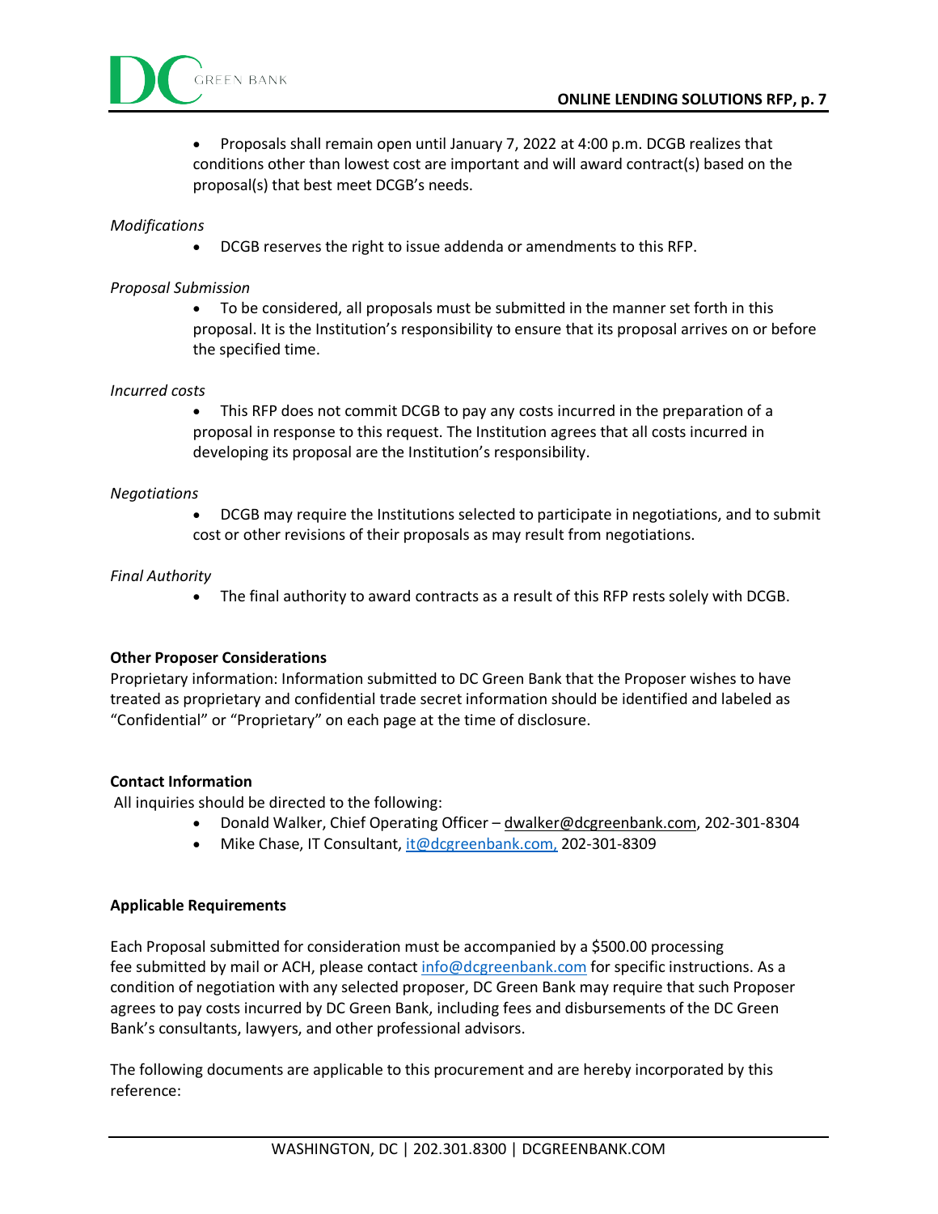- Proposals shall remain open until January 7, 2022 at 4:00 p.m. DCGB realizes that conditions other than lowest cost are important and will award contract(s) based on the proposal(s) that best meet DCGB's needs.

*Modifications*

- DCGB reserves the right to issue addenda or amendments to this RFP.

*Proposal Submission*

- To be considered, all proposals must be submitted in the manner set forth in this proposal. It is the Institution's responsibility to ensure that its proposal arrives on or before the specified time.

*Incurred costs*

- This RFP does not commit DCGB to pay any costs incurred in the preparation of a proposal in response to this request. The Institution agrees that all costs incurred in developing its proposal are the Institution's responsibility.

*Negotiations*

- DCGB may require the Institutions selected to participate in negotiations, and to submit cost or other revisions of their proposals as may result from negotiations.

*Final Authority*

- The final authority to award contracts as a result of this RFP rests solely with DCGB.

**Other Proposer Considerations**

Proprietary information: Information submitted to DC Green Bank that the Proposer wishes to have treated as proprietary and confidential trade secret information should be identified and labeled as "Confidential" or "Proprietary" on each page at the time of disclosure.

**Contact Information**

All inquiries should be directed to the following:

- Donald Walker, Chief Operating Officer – dwalker@dcgreenbank.com, 202-301-8304
- Mike Chase, IT Consultant, it@dcgreenbank.com, 202-301-8309

**Applicable Requirements**

Each Proposal submitted for consideration must be accompanied by a $500.00 processing fee submitted by mail or ACH, please contact info@dcgreenbank.com for specific instructions. As a condition of negotiation with any selected proposer, DC Green Bank may require that such Proposer agrees to pay costs incurred by DC Green Bank, including fees and disbursements of the DC Green Bank's consultants, lawyers, and other professional advisors.

The following documents are applicable to this procurement and are hereby incorporated by this reference: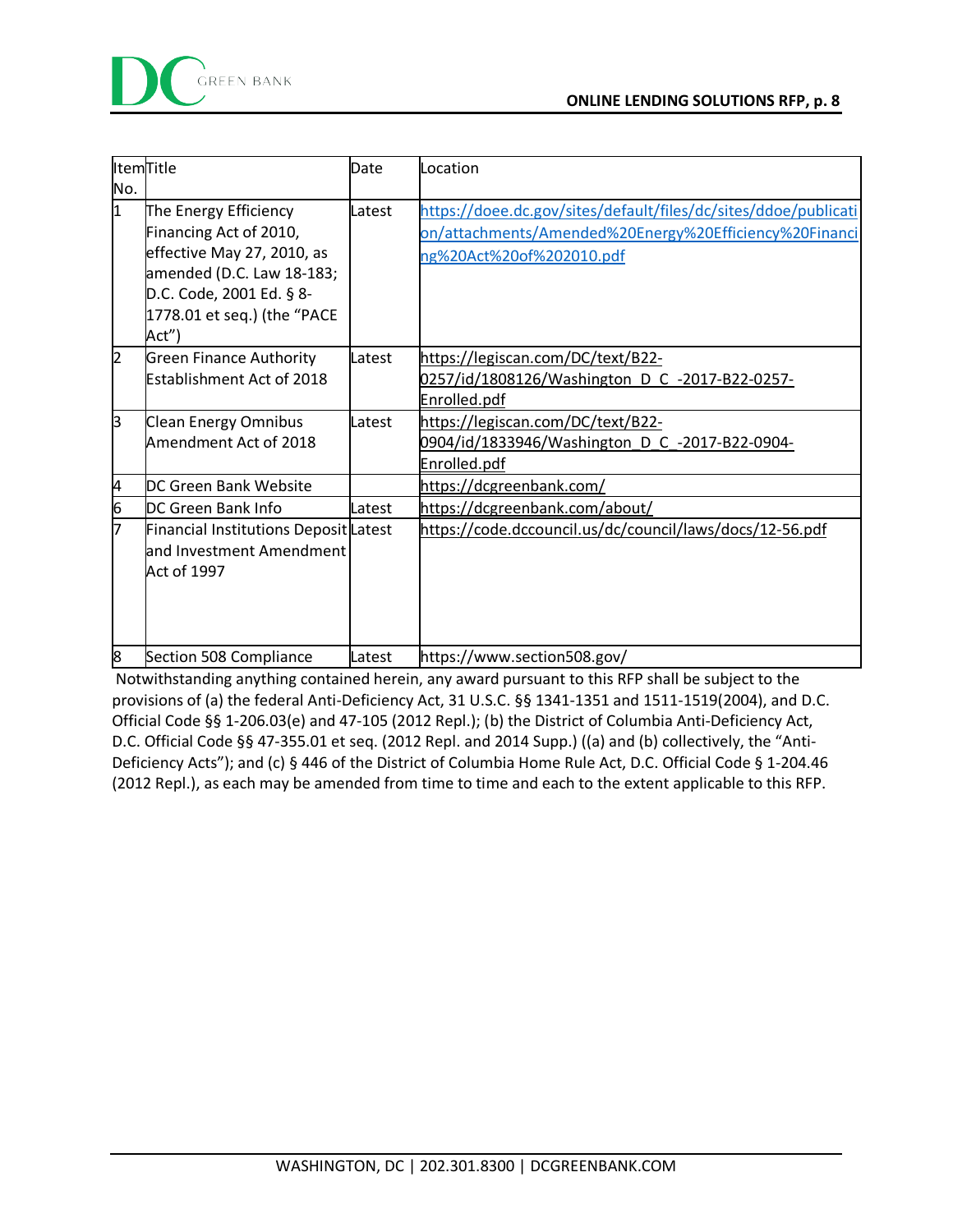| Item No. | Title | Date | Location |
|---|---|---|---|
| 1 | The Energy Efficiency Financing Act of 2010, effective May 27, 2010, as amended (D.C. Law 18-183; D.C. Code, 2001 Ed. § 8-1778.01 et seq.) (the "PACE Act") | Latest | https://doee.dc.gov/sites/default/files/dc/sites/ddoe/publication/attachments/Amended%20Energy%20Efficiency%20Financing%20Act%20of%202010.pdf |
| 2 | Green Finance Authority Establishment Act of 2018 | Latest | https://legiscan.com/DC/text/B22-0257/id/1808126/Washington_D_C_-2017-B22-0257-Enrolled.pdf |
| 3 | Clean Energy Omnibus Amendment Act of 2018 | Latest | https://legiscan.com/DC/text/B22-0904/id/1833946/Washington_D_C_-2017-B22-0904-Enrolled.pdf |
| 4 | DC Green Bank Website | | https://dcgreenbank.com/ |
| 6 | DC Green Bank Info | Latest | https://dcgreenbank.com/about/ |
| 7 | Financial Institutions Deposit and Investment Amendment Act of 1997 | Latest | https://code.dccouncil.us/dc/council/laws/docs/12-56.pdf |
| 8 | Section 508 Compliance | Latest | https://www.section508.gov/ |

Notwithstanding anything contained herein, any award pursuant to this RFP shall be subject to the provisions of (a) the federal Anti-Deficiency Act, 31 U.S.C. §§ 1341-1351 and 1511-1519(2004), and D.C. Official Code §§ 1-206.03(e) and 47-105 (2012 Repl.); (b) the District of Columbia Anti-Deficiency Act, D.C. Official Code §§ 47-355.01 et seq. (2012 Repl. and 2014 Supp.) ((a) and (b) collectively, the "Anti-Deficiency Acts"); and (c) § 446 of the District of Columbia Home Rule Act, D.C. Official Code § 1-204.46 (2012 Repl.), as each may be amended from time to time and each to the extent applicable to this RFP.